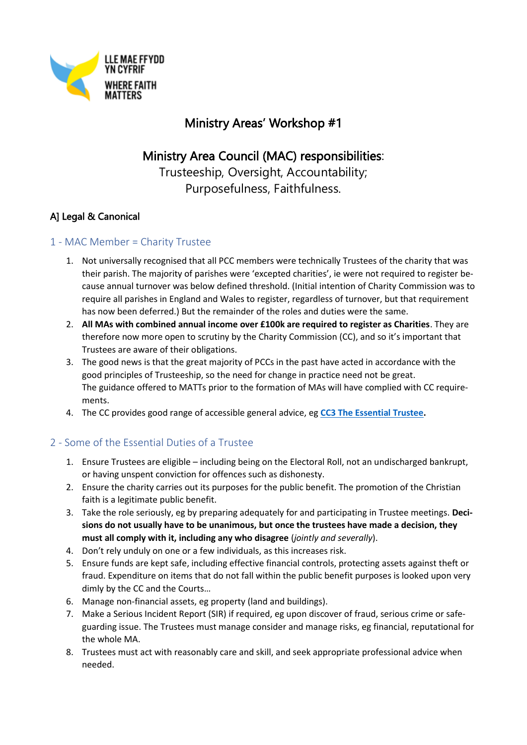LLE MAE FFYDD YN CYFRIF

WHERE FAITH MATTERS

# Ministry Areas' Workshop #1

## Ministry Area Council (MAC) responsibilities:

Trusteeship, Oversight, Accountability;
Purposefulness, Faithfulness.

### A] Legal & Canonical

### 1 - MAC Member = Charity Trustee

1. Not universally recognised that all PCC members were technically Trustees of the charity that was their parish. The majority of parishes were 'excepted charities', ie were not required to register because annual turnover was below defined threshold. (Initial intention of Charity Commission was to require all parishes in England and Wales to register, regardless of turnover, but that requirement has now been deferred.) But the remainder of the roles and duties were the same.
2. **All MAs with combined annual income over £100k are required to register as Charities**. They are therefore now more open to scrutiny by the Charity Commission (CC), and so it's important that Trustees are aware of their obligations.
3. The good news is that the great majority of PCCs in the past have acted in accordance with the good principles of Trusteeship, so the need for change in practice need not be great.
   The guidance offered to MATTs prior to the formation of MAs will have complied with CC requirements.
4. The CC provides good range of accessible general advice, eg **CC3 The Essential Trustee.**

### 2 - Some of the Essential Duties of a Trustee

1. Ensure Trustees are eligible – including being on the Electoral Roll, not an undischarged bankrupt, or having unspent conviction for offences such as dishonesty.
2. Ensure the charity carries out its purposes for the public benefit. The promotion of the Christian faith is a legitimate public benefit.
3. Take the role seriously, eg by preparing adequately for and participating in Trustee meetings. **Decisions do not usually have to be unanimous, but once the trustees have made a decision, they must all comply with it, including any who disagree** (*jointly and severally*).
4. Don't rely unduly on one or a few individuals, as this increases risk.
5. Ensure funds are kept safe, including effective financial controls, protecting assets against theft or fraud. Expenditure on items that do not fall within the public benefit purposes is looked upon very dimly by the CC and the Courts…
6. Manage non-financial assets, eg property (land and buildings).
7. Make a Serious Incident Report (SIR) if required, eg upon discover of fraud, serious crime or safeguarding issue. The Trustees must manage consider and manage risks, eg financial, reputational for the whole MA.
8. Trustees must act with reasonably care and skill, and seek appropriate professional advice when needed.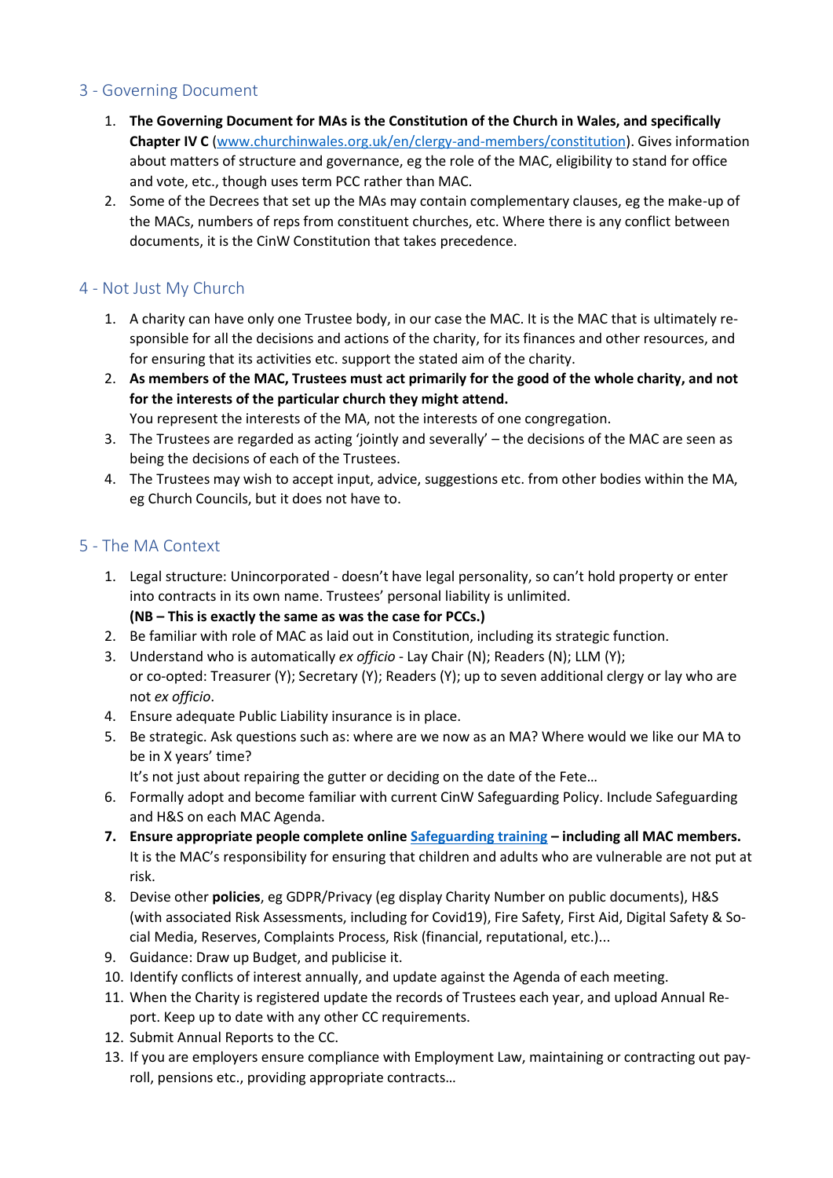## 3 - Governing Document

1. **The Governing Document for MAs is the Constitution of the Church in Wales, and specifically Chapter IV C** ([www.churchinwales.org.uk/en/clergy-and-members/constitution](www.churchinwales.org.uk/en/clergy-and-members/constitution)). Gives information about matters of structure and governance, eg the role of the MAC, eligibility to stand for office and vote, etc., though uses term PCC rather than MAC.
2. Some of the Decrees that set up the MAs may contain complementary clauses, eg the make-up of the MACs, numbers of reps from constituent churches, etc. Where there is any conflict between documents, it is the CinW Constitution that takes precedence.

## 4 - Not Just My Church

1. A charity can have only one Trustee body, in our case the MAC. It is the MAC that is ultimately responsible for all the decisions and actions of the charity, for its finances and other resources, and for ensuring that its activities etc. support the stated aim of the charity.
2. **As members of the MAC, Trustees must act primarily for the good of the whole charity, and not for the interests of the particular church they might attend.**
   You represent the interests of the MA, not the interests of one congregation.
3. The Trustees are regarded as acting 'jointly and severally' – the decisions of the MAC are seen as being the decisions of each of the Trustees.
4. The Trustees may wish to accept input, advice, suggestions etc. from other bodies within the MA, eg Church Councils, but it does not have to.

## 5 - The MA Context

1. Legal structure: Unincorporated - doesn't have legal personality, so can't hold property or enter into contracts in its own name. Trustees' personal liability is unlimited.
   **(NB – This is exactly the same as was the case for PCCs.)**
2. Be familiar with role of MAC as laid out in Constitution, including its strategic function.
3. Understand who is automatically *ex officio* - Lay Chair (N); Readers (N); LLM (Y);
   or co-opted: Treasurer (Y); Secretary (Y); Readers (Y); up to seven additional clergy or lay who are not *ex officio*.
4. Ensure adequate Public Liability insurance is in place.
5. Be strategic. Ask questions such as: where are we now as an MA? Where would we like our MA to be in X years' time?
   It's not just about repairing the gutter or deciding on the date of the Fete…
6. Formally adopt and become familiar with current CinW Safeguarding Policy. Include Safeguarding and H&S on each MAC Agenda.
7. **Ensure appropriate people complete online Safeguarding training – including all MAC members.**
   It is the MAC's responsibility for ensuring that children and adults who are vulnerable are not put at risk.
8. Devise other **policies**, eg GDPR/Privacy (eg display Charity Number on public documents), H&S (with associated Risk Assessments, including for Covid19), Fire Safety, First Aid, Digital Safety & Social Media, Reserves, Complaints Process, Risk (financial, reputational, etc.)...
9. Guidance: Draw up Budget, and publicise it.
10. Identify conflicts of interest annually, and update against the Agenda of each meeting.
11. When the Charity is registered update the records of Trustees each year, and upload Annual Report. Keep up to date with any other CC requirements.
12. Submit Annual Reports to the CC.
13. If you are employers ensure compliance with Employment Law, maintaining or contracting out payroll, pensions etc., providing appropriate contracts…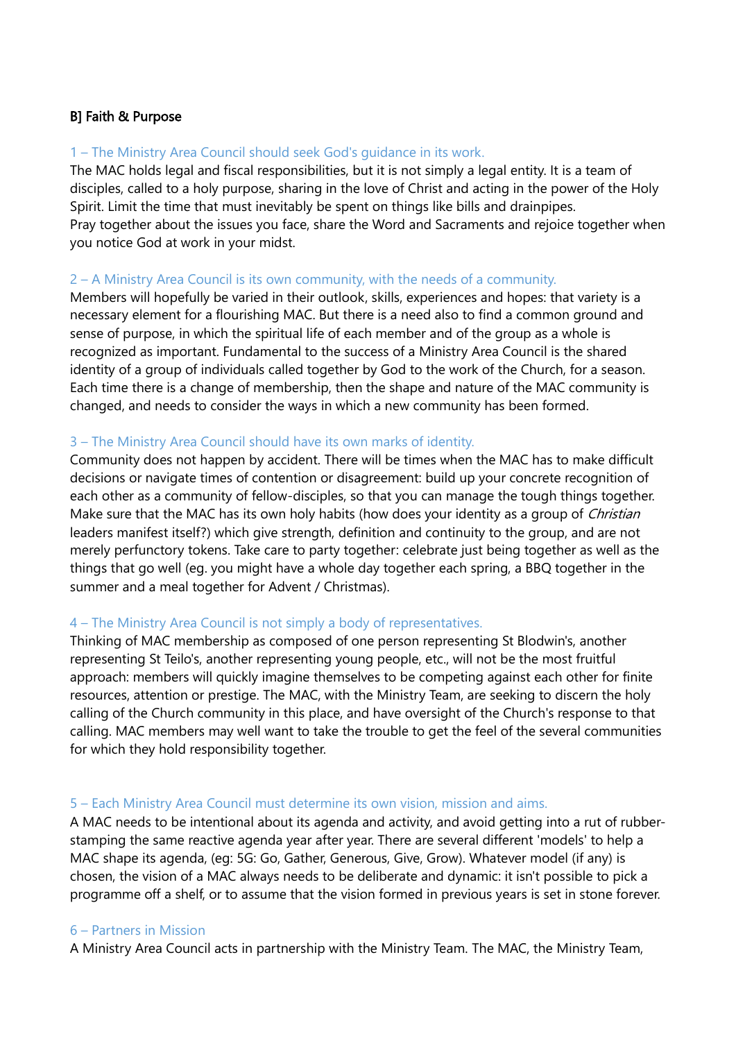**B] Faith & Purpose**

### 1 – The Ministry Area Council should seek God's guidance in its work.

The MAC holds legal and fiscal responsibilities, but it is not simply a legal entity. It is a team of disciples, called to a holy purpose, sharing in the love of Christ and acting in the power of the Holy Spirit. Limit the time that must inevitably be spent on things like bills and drainpipes.
Pray together about the issues you face, share the Word and Sacraments and rejoice together when you notice God at work in your midst.

### 2 – A Ministry Area Council is its own community, with the needs of a community.

Members will hopefully be varied in their outlook, skills, experiences and hopes: that variety is a necessary element for a flourishing MAC. But there is a need also to find a common ground and sense of purpose, in which the spiritual life of each member and of the group as a whole is recognized as important. Fundamental to the success of a Ministry Area Council is the shared identity of a group of individuals called together by God to the work of the Church, for a season. Each time there is a change of membership, then the shape and nature of the MAC community is changed, and needs to consider the ways in which a new community has been formed.

### 3 – The Ministry Area Council should have its own marks of identity.

Community does not happen by accident. There will be times when the MAC has to make difficult decisions or navigate times of contention or disagreement: build up your concrete recognition of each other as a community of fellow-disciples, so that you can manage the tough things together. Make sure that the MAC has its own holy habits (how does your identity as a group of *Christian* leaders manifest itself?) which give strength, definition and continuity to the group, and are not merely perfunctory tokens. Take care to party together: celebrate just being together as well as the things that go well (eg. you might have a whole day together each spring, a BBQ together in the summer and a meal together for Advent / Christmas).

### 4 – The Ministry Area Council is not simply a body of representatives.

Thinking of MAC membership as composed of one person representing St Blodwin's, another representing St Teilo's, another representing young people, etc., will not be the most fruitful approach: members will quickly imagine themselves to be competing against each other for finite resources, attention or prestige. The MAC, with the Ministry Team, are seeking to discern the holy calling of the Church community in this place, and have oversight of the Church's response to that calling. MAC members may well want to take the trouble to get the feel of the several communities for which they hold responsibility together.

### 5 – Each Ministry Area Council must determine its own vision, mission and aims.

A MAC needs to be intentional about its agenda and activity, and avoid getting into a rut of rubber-stamping the same reactive agenda year after year. There are several different 'models' to help a MAC shape its agenda, (eg: 5G: Go, Gather, Generous, Give, Grow). Whatever model (if any) is chosen, the vision of a MAC always needs to be deliberate and dynamic: it isn't possible to pick a programme off a shelf, or to assume that the vision formed in previous years is set in stone forever.

### 6 – Partners in Mission

A Ministry Area Council acts in partnership with the Ministry Team. The MAC, the Ministry Team,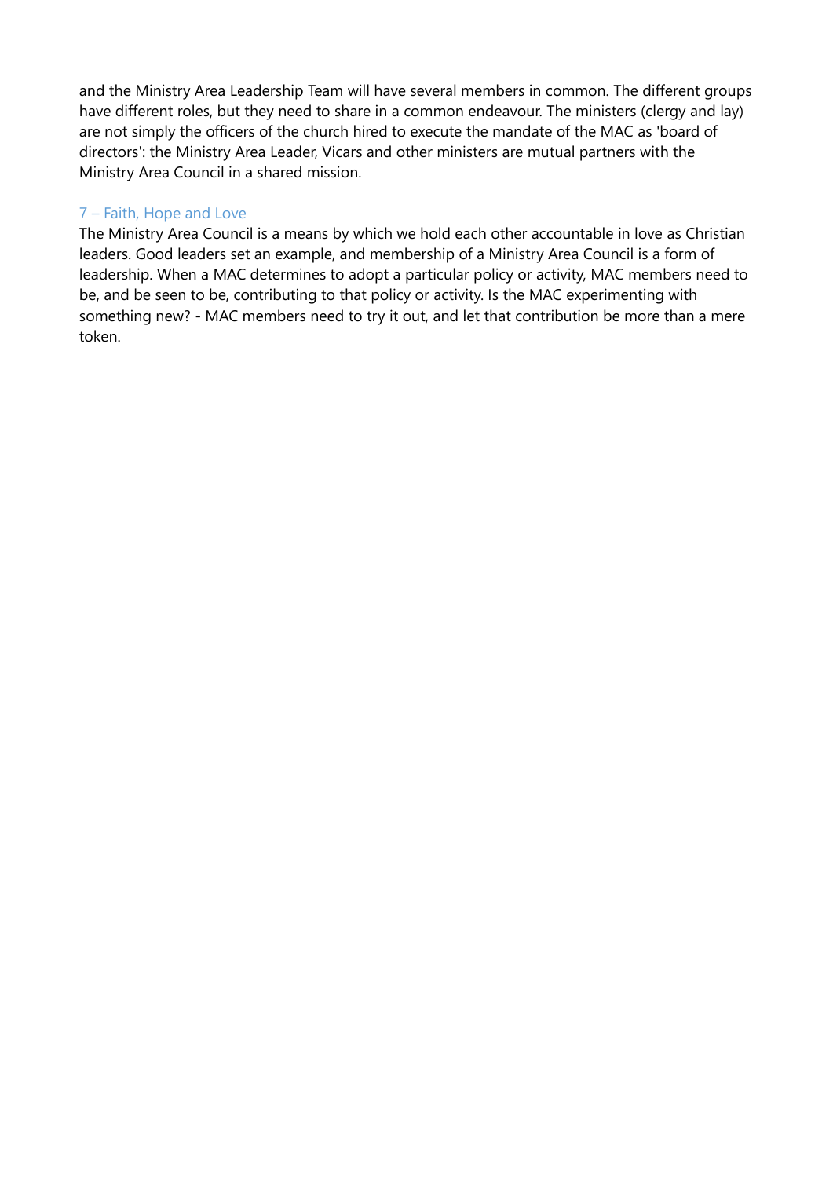and the Ministry Area Leadership Team will have several members in common. The different groups have different roles, but they need to share in a common endeavour. The ministers (clergy and lay) are not simply the officers of the church hired to execute the mandate of the MAC as 'board of directors': the Ministry Area Leader, Vicars and other ministers are mutual partners with the Ministry Area Council in a shared mission.

## 7 – Faith, Hope and Love

The Ministry Area Council is a means by which we hold each other accountable in love as Christian leaders. Good leaders set an example, and membership of a Ministry Area Council is a form of leadership. When a MAC determines to adopt a particular policy or activity, MAC members need to be, and be seen to be, contributing to that policy or activity. Is the MAC experimenting with something new? - MAC members need to try it out, and let that contribution be more than a mere token.